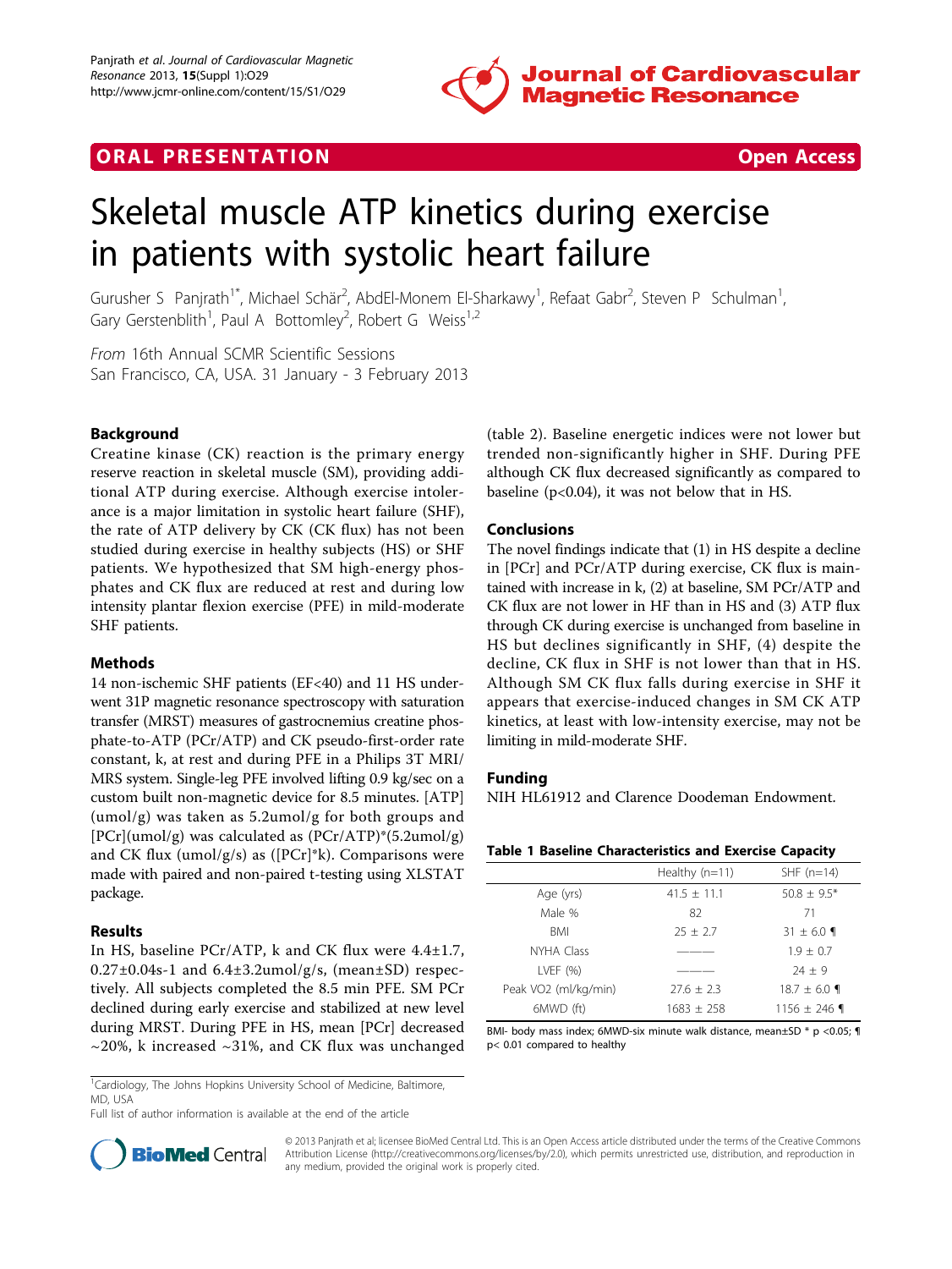ORAL PRESENTATION Open Access

# Skeletal muscle ATP kinetics during exercise in patients with systolic heart failure

Gurusher S Panjrath[1*], Michael Schär[2], AbdEl-Monem El-Sharkawy[1], Refaat Gabr[2], Steven P Schulman[1], Gary Gerstenblith[1], Paul A Bottomley[2], Robert G Weiss[1,2]

*From* 16th Annual SCMR Scientific Sessions
San Francisco, CA, USA. 31 January - 3 February 2013

## Background

Creatine kinase (CK) reaction is the primary energy reserve reaction in skeletal muscle (SM), providing additional ATP during exercise. Although exercise intolerance is a major limitation in systolic heart failure (SHF), the rate of ATP delivery by CK (CK flux) has not been studied during exercise in healthy subjects (HS) or SHF patients. We hypothesized that SM high-energy phosphates and CK flux are reduced at rest and during low intensity plantar flexion exercise (PFE) in mild-moderate SHF patients.

## Methods

14 non-ischemic SHF patients (EF<40) and 11 HS underwent 31P magnetic resonance spectroscopy with saturation transfer (MRST) measures of gastrocnemius creatine phosphate-to-ATP (PCr/ATP) and CK pseudo-first-order rate constant, k, at rest and during PFE in a Philips 3T MRI/MRS system. Single-leg PFE involved lifting 0.9 kg/sec on a custom built non-magnetic device for 8.5 minutes. [ATP] (umol/g) was taken as 5.2umol/g for both groups and [PCr](umol/g) was calculated as (PCr/ATP)*(5.2umol/g) and CK flux (umol/g/s) as ([PCr]*k). Comparisons were made with paired and non-paired t-testing using XLSTAT package.

## Results

In HS, baseline PCr/ATP, k and CK flux were 4.4±1.7, 0.27±0.04s-1 and 6.4±3.2umol/g/s, (mean±SD) respectively. All subjects completed the 8.5 min PFE. SM PCr declined during early exercise and stabilized at new level during MRST. During PFE in HS, mean [PCr] decreased ~20%, k increased ~31%, and CK flux was unchanged (table 2). Baseline energetic indices were not lower but trended non-significantly higher in SHF. During PFE although CK flux decreased significantly as compared to baseline (p<0.04), it was not below that in HS.

## Conclusions

The novel findings indicate that (1) in HS despite a decline in [PCr] and PCr/ATP during exercise, CK flux is maintained with increase in k, (2) at baseline, SM PCr/ATP and CK flux are not lower in HF than in HS and (3) ATP flux through CK during exercise is unchanged from baseline in HS but declines significantly in SHF, (4) despite the decline, CK flux in SHF is not lower than that in HS. Although SM CK flux falls during exercise in SHF it appears that exercise-induced changes in SM CK ATP kinetics, at least with low-intensity exercise, may not be limiting in mild-moderate SHF.

## Funding

NIH HL61912 and Clarence Doodeman Endowment.

**Table 1 Baseline Characteristics and Exercise Capacity**

| | Healthy (n=11) | SHF (n=14) |
|---|---|---|
| Age (yrs) | 41.5 ± 11.1 | 50.8 ± 9.5* |
| Male % | 82 | 71 |
| BMI | 25 ± 2.7 | 31 ± 6.0 ¶ |
| NYHA Class | ——— | 1.9 ± 0.7 |
| LVEF (%) | ——— | 24 ± 9 |
| Peak VO2 (ml/kg/min) | 27.6 ± 2.3 | 18.7 ± 6.0 ¶ |
| 6MWD (ft) | 1683 ± 258 | 1156 ± 246 ¶ |

BMI- body mass index; 6MWD-six minute walk distance, mean±SD * p <0.05; ¶ p< 0.01 compared to healthy

[1]Cardiology, The Johns Hopkins University School of Medicine, Baltimore, MD, USA

Full list of author information is available at the end of the article

© 2013 Panjrath et al; licensee BioMed Central Ltd. This is an Open Access article distributed under the terms of the Creative Commons Attribution License (http://creativecommons.org/licenses/by/2.0), which permits unrestricted use, distribution, and reproduction in any medium, provided the original work is properly cited.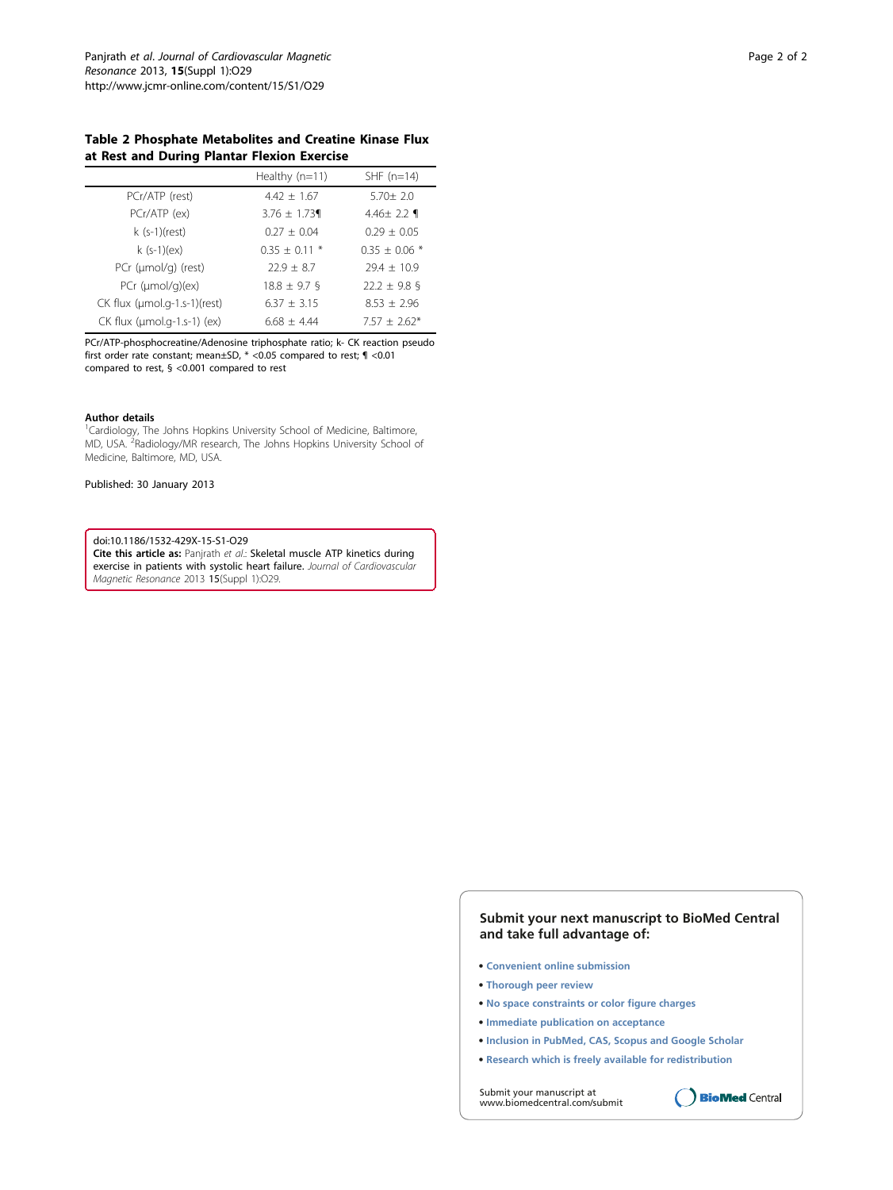**Table 2 Phosphate Metabolites and Creatine Kinase Flux at Rest and During Plantar Flexion Exercise**

| | Healthy (n=11) | SHF (n=14) |
|---|---|---|
| PCr/ATP (rest) | 4.42 ± 1.67 | 5.70± 2.0 |
| PCr/ATP (ex) | 3.76 ± 1.73¶ | 4.46± 2.2 ¶ |
| k (s-1)(rest) | 0.27 ± 0.04 | 0.29 ± 0.05 |
| k (s-1)(ex) | 0.35 ± 0.11 * | 0.35 ± 0.06 * |
| PCr (μmol/g) (rest) | 22.9 ± 8.7 | 29.4 ± 10.9 |
| PCr (μmol/g)(ex) | 18.8 ± 9.7 § | 22.2 ± 9.8 § |
| CK flux (μmol.g-1.s-1)(rest) | 6.37 ± 3.15 | 8.53 ± 2.96 |
| CK flux (μmol.g-1.s-1) (ex) | 6.68 ± 4.44 | 7.57 ± 2.62* |

PCr/ATP-phosphocreatine/Adenosine triphosphate ratio; k- CK reaction pseudo first order rate constant; mean±SD, * <0.05 compared to rest; ¶ <0.01 compared to rest, § <0.001 compared to rest

**Author details**

[1]Cardiology, The Johns Hopkins University School of Medicine, Baltimore, MD, USA. [2]Radiology/MR research, The Johns Hopkins University School of Medicine, Baltimore, MD, USA.

Published: 30 January 2013

doi:10.1186/1532-429X-15-S1-O29

**Cite this article as:** Panjrath *et al.*: Skeletal muscle ATP kinetics during exercise in patients with systolic heart failure. *Journal of Cardiovascular Magnetic Resonance* 2013 **15**(Suppl 1):O29.

**Submit your next manuscript to BioMed Central and take full advantage of:**

- Convenient online submission
- Thorough peer review
- No space constraints or color figure charges
- Immediate publication on acceptance
- Inclusion in PubMed, CAS, Scopus and Google Scholar
- Research which is freely available for redistribution

Submit your manuscript at www.biomedcentral.com/submit

BioMed Central